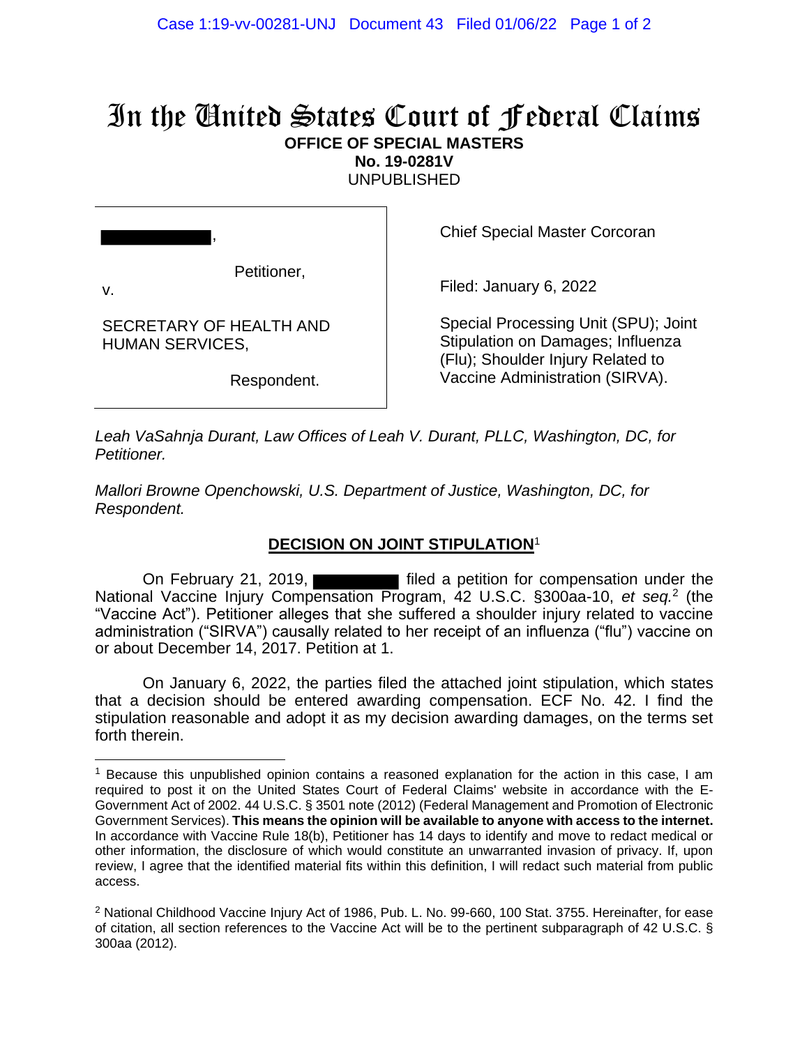# In the United States Court of Federal Claims

**OFFICE OF SPECIAL MASTERS**
**No. 19-0281V**
UNPUBLISHED

| | |
|---|---|
| ██████████, Petitioner, v. SECRETARY OF HEALTH AND HUMAN SERVICES, Respondent. | Chief Special Master Corcoran<br><br>Filed: January 6, 2022<br><br>Special Processing Unit (SPU); Joint Stipulation on Damages; Influenza (Flu); Shoulder Injury Related to Vaccine Administration (SIRVA). |

*Leah VaSahnja Durant, Law Offices of Leah V. Durant, PLLC, Washington, DC, for Petitioner.*

*Mallori Browne Openchowski, U.S. Department of Justice, Washington, DC, for Respondent.*

## DECISION ON JOINT STIPULATION[1]

On February 21, 2019, ██████████ filed a petition for compensation under the National Vaccine Injury Compensation Program, 42 U.S.C. §300aa-10, *et seq.*[2] (the "Vaccine Act"). Petitioner alleges that she suffered a shoulder injury related to vaccine administration ("SIRVA") causally related to her receipt of an influenza ("flu") vaccine on or about December 14, 2017. Petition at 1.

On January 6, 2022, the parties filed the attached joint stipulation, which states that a decision should be entered awarding compensation. ECF No. 42. I find the stipulation reasonable and adopt it as my decision awarding damages, on the terms set forth therein.

---

[1] Because this unpublished opinion contains a reasoned explanation for the action in this case, I am required to post it on the United States Court of Federal Claims' website in accordance with the E-Government Act of 2002. 44 U.S.C. § 3501 note (2012) (Federal Management and Promotion of Electronic Government Services). **This means the opinion will be available to anyone with access to the internet.** In accordance with Vaccine Rule 18(b), Petitioner has 14 days to identify and move to redact medical or other information, the disclosure of which would constitute an unwarranted invasion of privacy. If, upon review, I agree that the identified material fits within this definition, I will redact such material from public access.

[2] National Childhood Vaccine Injury Act of 1986, Pub. L. No. 99-660, 100 Stat. 3755. Hereinafter, for ease of citation, all section references to the Vaccine Act will be to the pertinent subparagraph of 42 U.S.C. § 300aa (2012).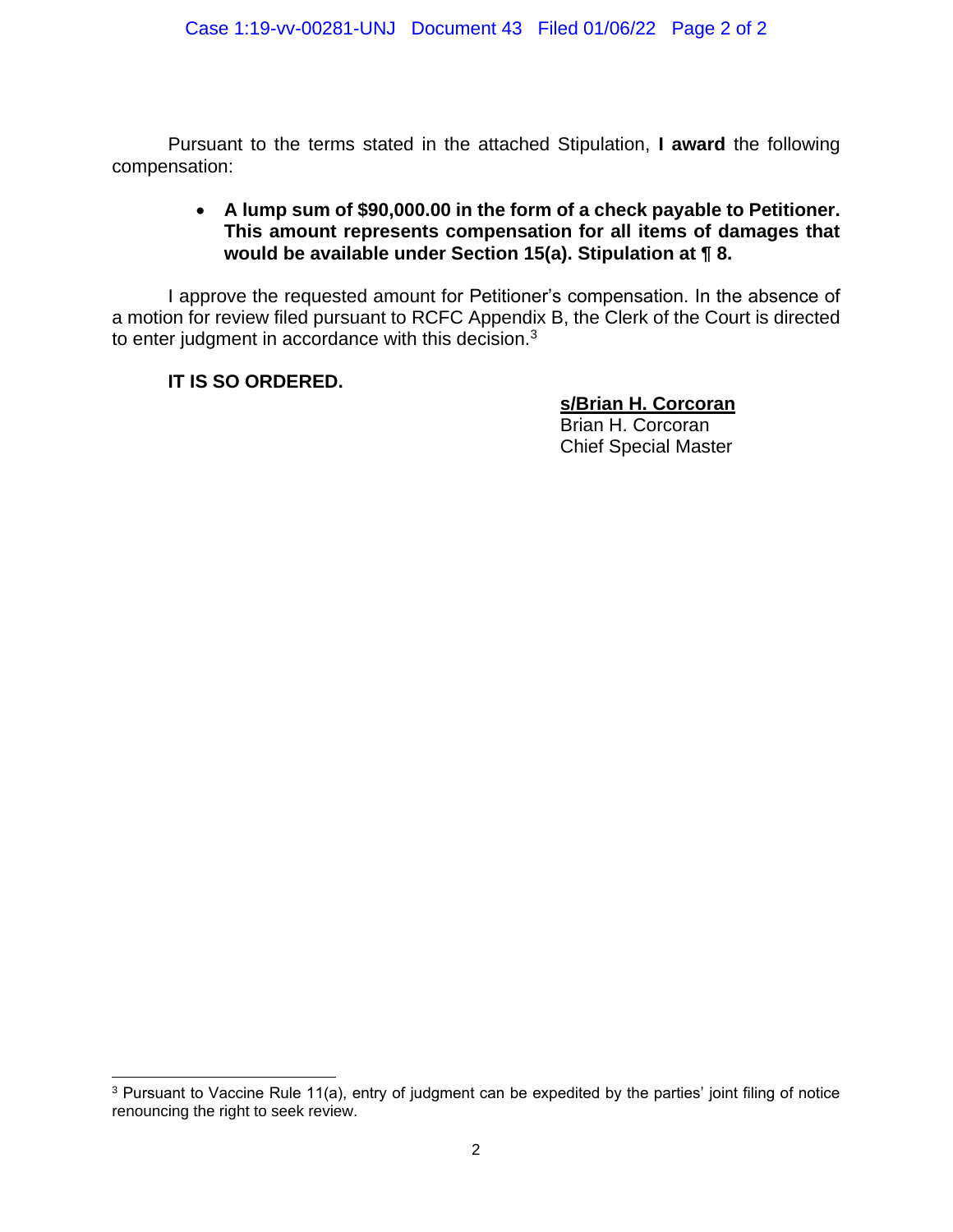Pursuant to the terms stated in the attached Stipulation, **I award** the following compensation:

- **A lump sum of $90,000.00 in the form of a check payable to Petitioner. This amount represents compensation for all items of damages that would be available under Section 15(a). Stipulation at ¶ 8.**

I approve the requested amount for Petitioner's compensation. In the absence of a motion for review filed pursuant to RCFC Appendix B, the Clerk of the Court is directed to enter judgment in accordance with this decision.[3]

**IT IS SO ORDERED.**

**s/Brian H. Corcoran**
Brian H. Corcoran
Chief Special Master

---

[3] Pursuant to Vaccine Rule 11(a), entry of judgment can be expedited by the parties' joint filing of notice renouncing the right to seek review.